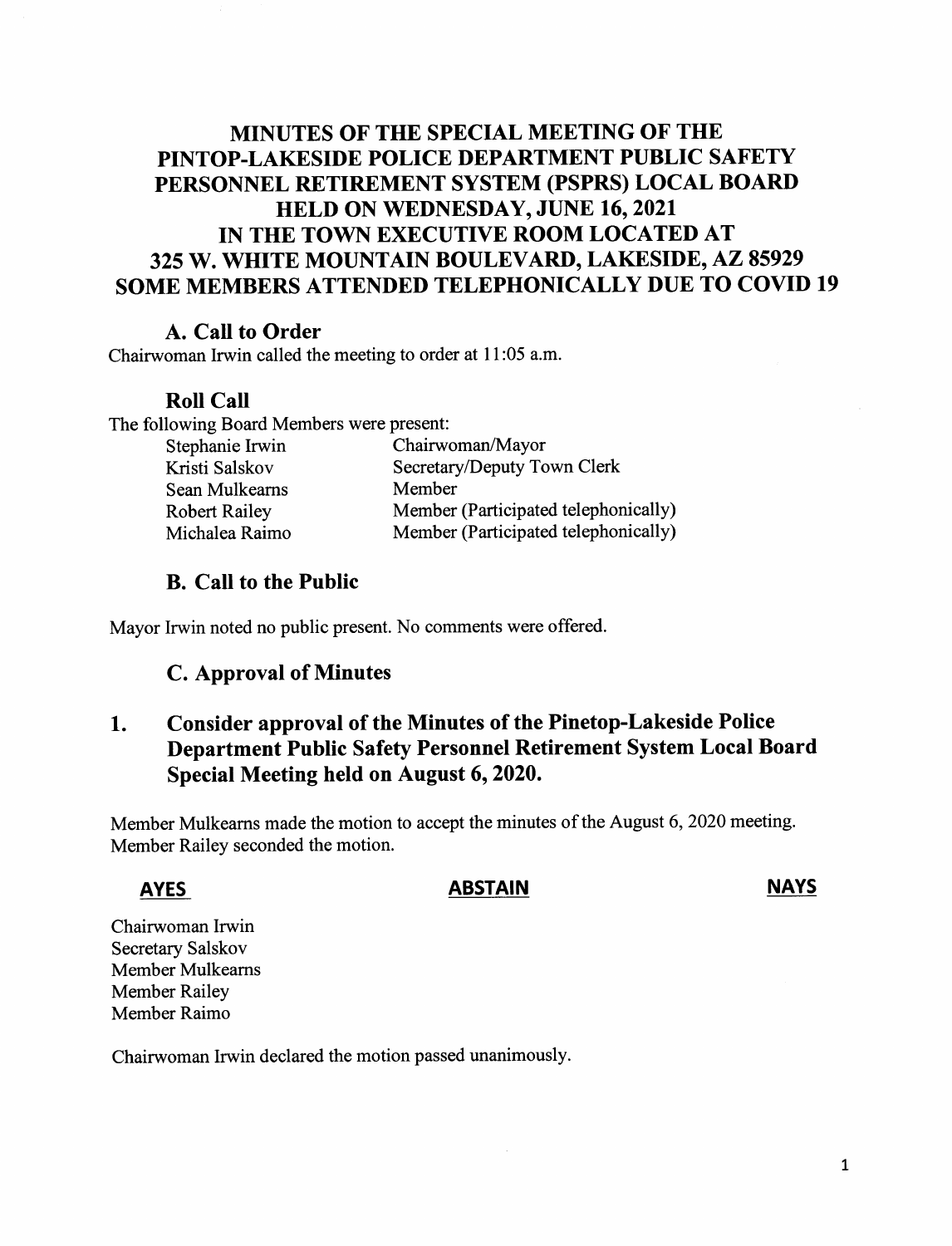# MINUTES OF THE SPECIAL MEETING OF THE PINTOP-LAKESIDE POLICE DEPARTMENT PUBLIC SAFETY PERSONNEL RETIREMENT SYSTEM (PSPRS) LOCAL BOARD HELD ON WEDNESDAY, JUNE 16, 2021 IN THE TOWN EXECUTIVE ROOM LOCATED AT 325 W. WHITE MOUNTAIN BOULEVARD, LAKESIDE, AZ 85929 SOME MEMBERS ATTENDED TELEPHONICALLY DUE TO COVID 19

## A. Call to Order

Chairwoman Irwin called the meeting to order at 11:05 a.m.

## Roll Call

The following Board Members were present:

| | |
|---|---|
| Stephanie Irwin | Chairwoman/Mayor |
| Kristi Salskov | Secretary/Deputy Town Clerk |
| Sean Mulkearns | Member |
| Robert Railey | Member (Participated telephonically) |
| Michalea Raimo | Member (Participated telephonically) |

## B. Call to the Public

Mayor Irwin noted no public present. No comments were offered.

## C. Approval of Minutes

### 1. Consider approval of the Minutes of the Pinetop-Lakeside Police Department Public Safety Personnel Retirement System Local Board Special Meeting held on August 6, 2020.

Member Mulkearns made the motion to accept the minutes of the August 6, 2020 meeting. Member Railey seconded the motion.

| AYES | ABSTAIN | NAYS |
|---|---|---|
| Chairwoman Irwin | | |
| Secretary Salskov | | |
| Member Mulkearns | | |
| Member Railey | | |
| Member Raimo | | |

Chairwoman Irwin declared the motion passed unanimously.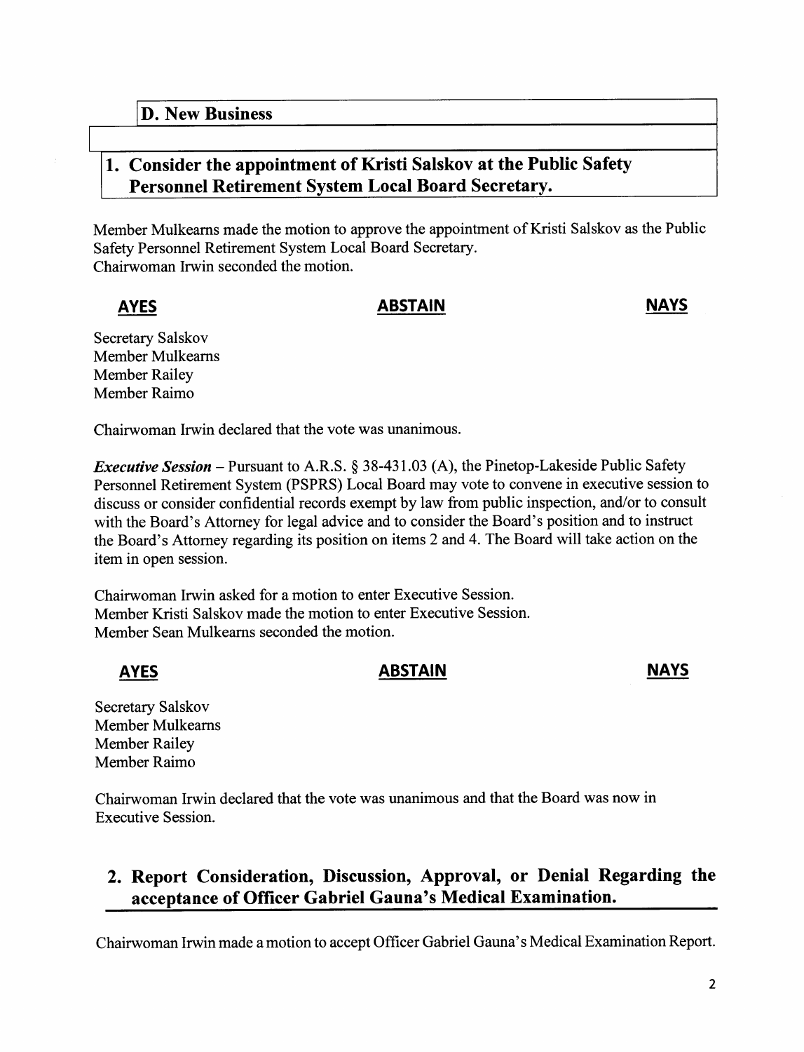## D. New Business

### 1. Consider the appointment of Kristi Salskov at the Public Safety Personnel Retirement System Local Board Secretary.

Member Mulkearns made the motion to approve the appointment of Kristi Salskov as the Public Safety Personnel Retirement System Local Board Secretary.
Chairwoman Irwin seconded the motion.

| AYES | ABSTAIN | NAYS |
| --- | --- | --- |
| Secretary Salskov<br>Member Mulkearns<br>Member Railey<br>Member Raimo | | |

Chairwoman Irwin declared that the vote was unanimous.

***Executive Session*** – Pursuant to A.R.S. § 38-431.03 (A), the Pinetop-Lakeside Public Safety Personnel Retirement System (PSPRS) Local Board may vote to convene in executive session to discuss or consider confidential records exempt by law from public inspection, and/or to consult with the Board's Attorney for legal advice and to consider the Board's position and to instruct the Board's Attorney regarding its position on items 2 and 4. The Board will take action on the item in open session.

Chairwoman Irwin asked for a motion to enter Executive Session.
Member Kristi Salskov made the motion to enter Executive Session.
Member Sean Mulkearns seconded the motion.

| AYES | ABSTAIN | NAYS |
| --- | --- | --- |
| Secretary Salskov<br>Member Mulkearns<br>Member Railey<br>Member Raimo | | |

Chairwoman Irwin declared that the vote was unanimous and that the Board was now in Executive Session.

### 2. Report Consideration, Discussion, Approval, or Denial Regarding the acceptance of Officer Gabriel Gauna's Medical Examination.

Chairwoman Irwin made a motion to accept Officer Gabriel Gauna's Medical Examination Report.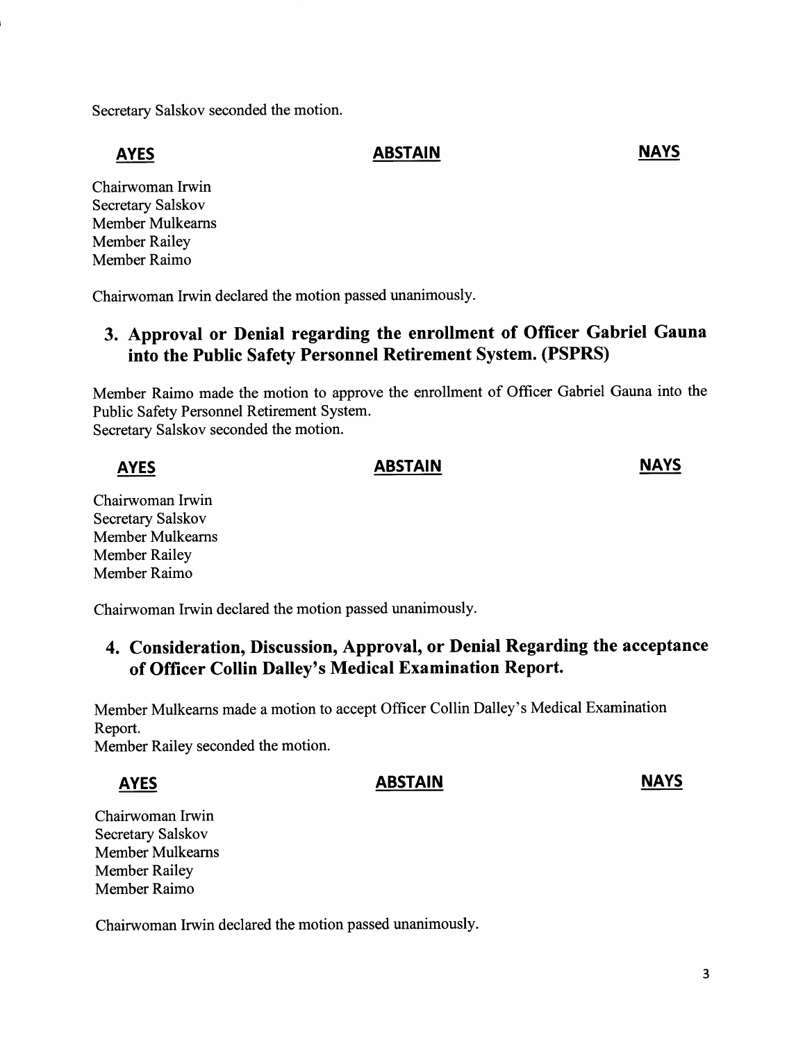Secretary Salskov seconded the motion.

| **AYES** | **ABSTAIN** | **NAYS** |
|---|---|---|
| Chairwoman Irwin | | |
| Secretary Salskov | | |
| Member Mulkearns | | |
| Member Railey | | |
| Member Raimo | | |

Chairwoman Irwin declared the motion passed unanimously.

## 3. Approval or Denial regarding the enrollment of Officer Gabriel Gauna into the Public Safety Personnel Retirement System. (PSPRS)

Member Raimo made the motion to approve the enrollment of Officer Gabriel Gauna into the Public Safety Personnel Retirement System.
Secretary Salskov seconded the motion.

| **AYES** | **ABSTAIN** | **NAYS** |
|---|---|---|
| Chairwoman Irwin | | |
| Secretary Salskov | | |
| Member Mulkearns | | |
| Member Railey | | |
| Member Raimo | | |

Chairwoman Irwin declared the motion passed unanimously.

## 4. Consideration, Discussion, Approval, or Denial Regarding the acceptance of Officer Collin Dalley's Medical Examination Report.

Member Mulkearns made a motion to accept Officer Collin Dalley's Medical Examination Report.
Member Railey seconded the motion.

| **AYES** | **ABSTAIN** | **NAYS** |
|---|---|---|
| Chairwoman Irwin | | |
| Secretary Salskov | | |
| Member Mulkearns | | |
| Member Railey | | |
| Member Raimo | | |

Chairwoman Irwin declared the motion passed unanimously.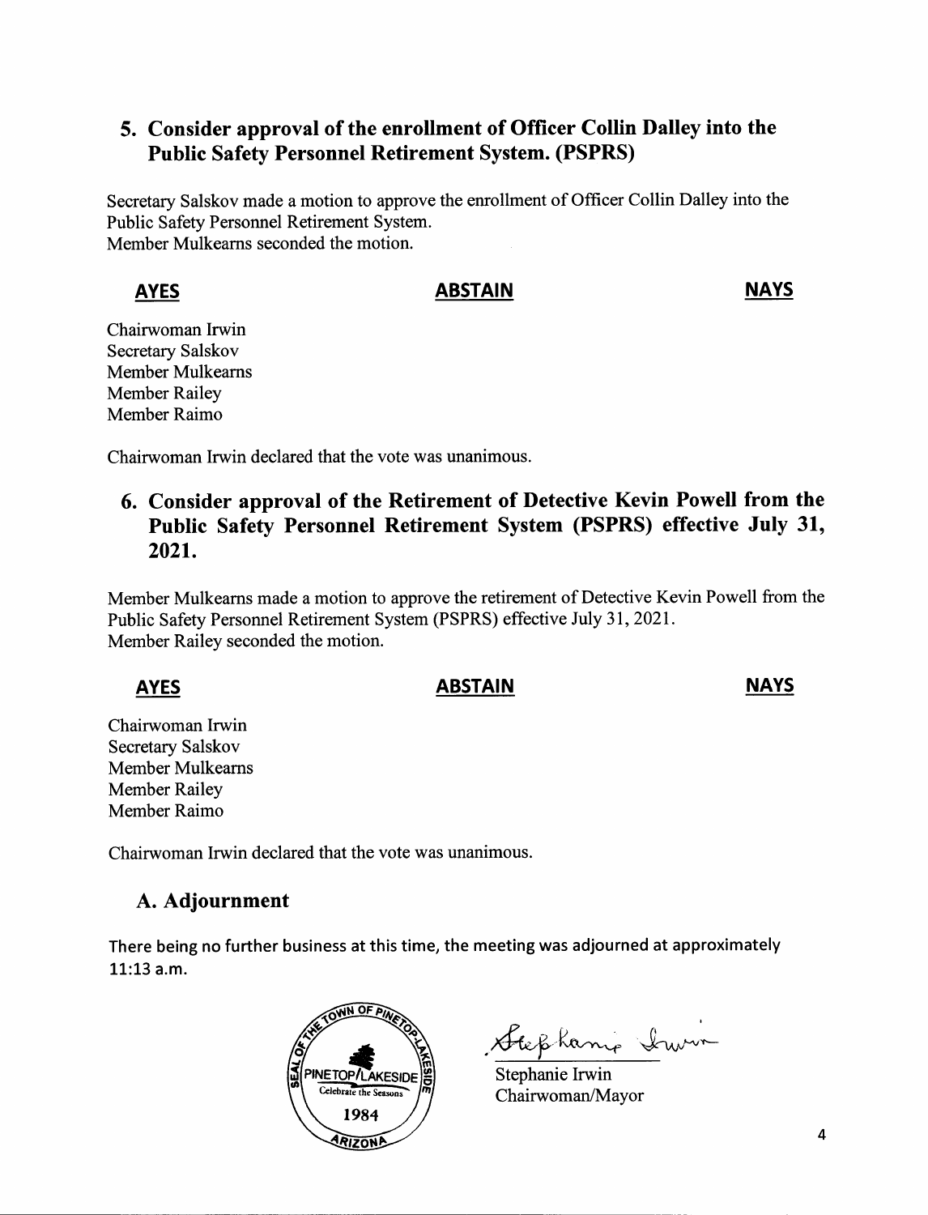## 5. Consider approval of the enrollment of Officer Collin Dalley into the Public Safety Personnel Retirement System. (PSPRS)

Secretary Salskov made a motion to approve the enrollment of Officer Collin Dalley into the Public Safety Personnel Retirement System.
Member Mulkearns seconded the motion.

| AYES | ABSTAIN | NAYS |
|---|---|---|
| Chairwoman Irwin | | |
| Secretary Salskov | | |
| Member Mulkearns | | |
| Member Railey | | |
| Member Raimo | | |

Chairwoman Irwin declared that the vote was unanimous.

## 6. Consider approval of the Retirement of Detective Kevin Powell from the Public Safety Personnel Retirement System (PSPRS) effective July 31, 2021.

Member Mulkearns made a motion to approve the retirement of Detective Kevin Powell from the Public Safety Personnel Retirement System (PSPRS) effective July 31, 2021.
Member Railey seconded the motion.

| AYES | ABSTAIN | NAYS |
|---|---|---|
| Chairwoman Irwin | | |
| Secretary Salskov | | |
| Member Mulkearns | | |
| Member Railey | | |
| Member Raimo | | |

Chairwoman Irwin declared that the vote was unanimous.

## A. Adjournment

There being no further business at this time, the meeting was adjourned at approximately 11:13 a.m.

SEAL OF THE TOWN OF PINETOP-LAKESIDE — PINETOP/LAKESIDE — Celebrate the Seasons — 1984 — ARIZONA

Stephanie Irwin
Chairwoman/Mayor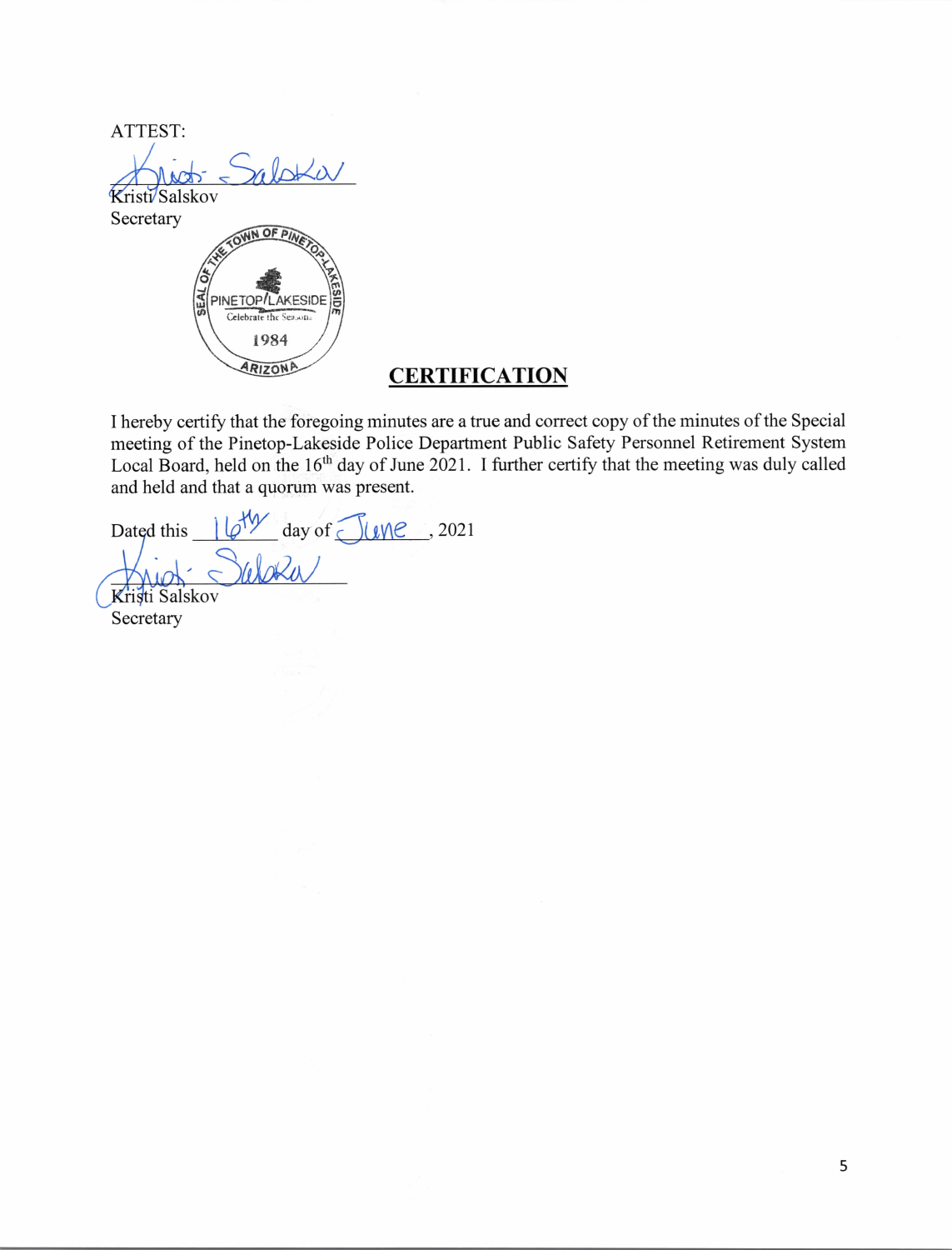ATTEST:

Kristi Salskov
Secretary

## CERTIFICATION

I hereby certify that the foregoing minutes are a true and correct copy of the minutes of the Special meeting of the Pinetop-Lakeside Police Department Public Safety Personnel Retirement System Local Board, held on the 16th day of June 2021. I further certify that the meeting was duly called and held and that a quorum was present.

Dated this 16th day of June, 2021

Kristi Salskov
Secretary